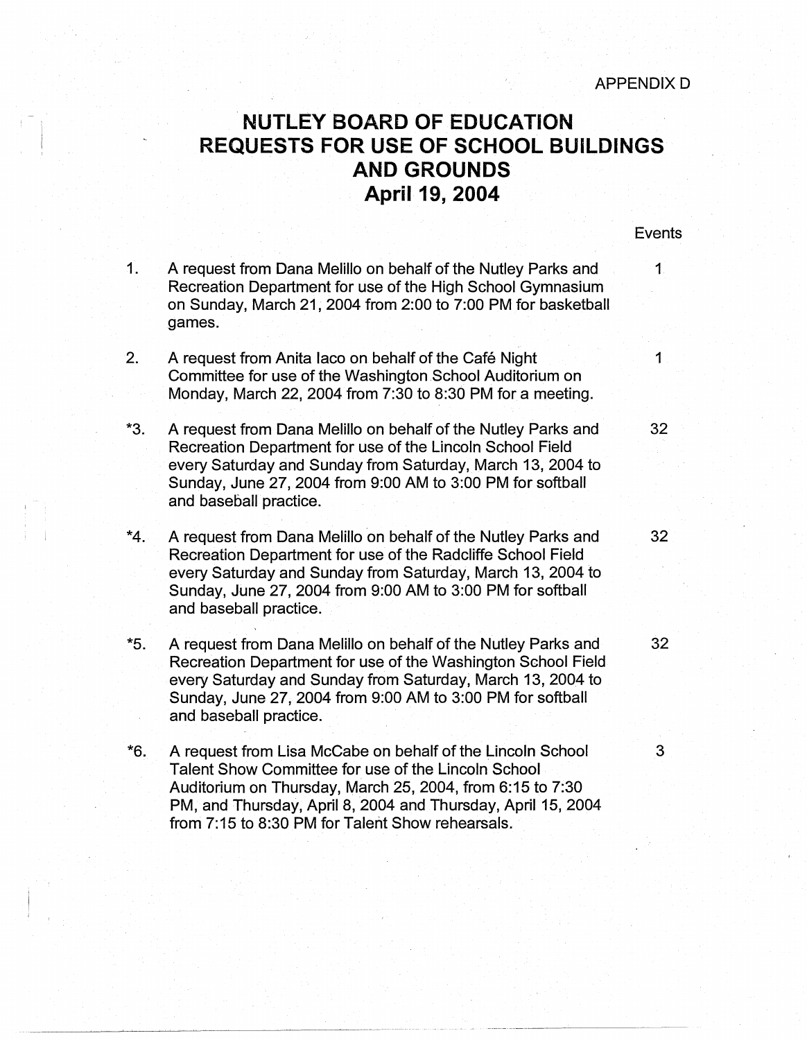APPENDIX D

# NUTLEY BOARD OF EDUCATION
# REQUESTS FOR USE OF SCHOOL BUILDINGS AND GROUNDS
# April 19, 2004

| | | Events |
|---|---|---|
| 1. | A request from Dana Melillo on behalf of the Nutley Parks and Recreation Department for use of the High School Gymnasium on Sunday, March 21, 2004 from 2:00 to 7:00 PM for basketball games. | 1 |
| 2. | A request from Anita Iaco on behalf of the Café Night Committee for use of the Washington School Auditorium on Monday, March 22, 2004 from 7:30 to 8:30 PM for a meeting. | 1 |
| *3. | A request from Dana Melillo on behalf of the Nutley Parks and Recreation Department for use of the Lincoln School Field every Saturday and Sunday from Saturday, March 13, 2004 to Sunday, June 27, 2004 from 9:00 AM to 3:00 PM for softball and baseball practice. | 32 |
| *4. | A request from Dana Melillo on behalf of the Nutley Parks and Recreation Department for use of the Radcliffe School Field every Saturday and Sunday from Saturday, March 13, 2004 to Sunday, June 27, 2004 from 9:00 AM to 3:00 PM for softball and baseball practice. | 32 |
| *5. | A request from Dana Melillo on behalf of the Nutley Parks and Recreation Department for use of the Washington School Field every Saturday and Sunday from Saturday, March 13, 2004 to Sunday, June 27, 2004 from 9:00 AM to 3:00 PM for softball and baseball practice. | 32 |
| *6. | A request from Lisa McCabe on behalf of the Lincoln School Talent Show Committee for use of the Lincoln School Auditorium on Thursday, March 25, 2004, from 6:15 to 7:30 PM, and Thursday, April 8, 2004 and Thursday, April 15, 2004 from 7:15 to 8:30 PM for Talent Show rehearsals. | 3 |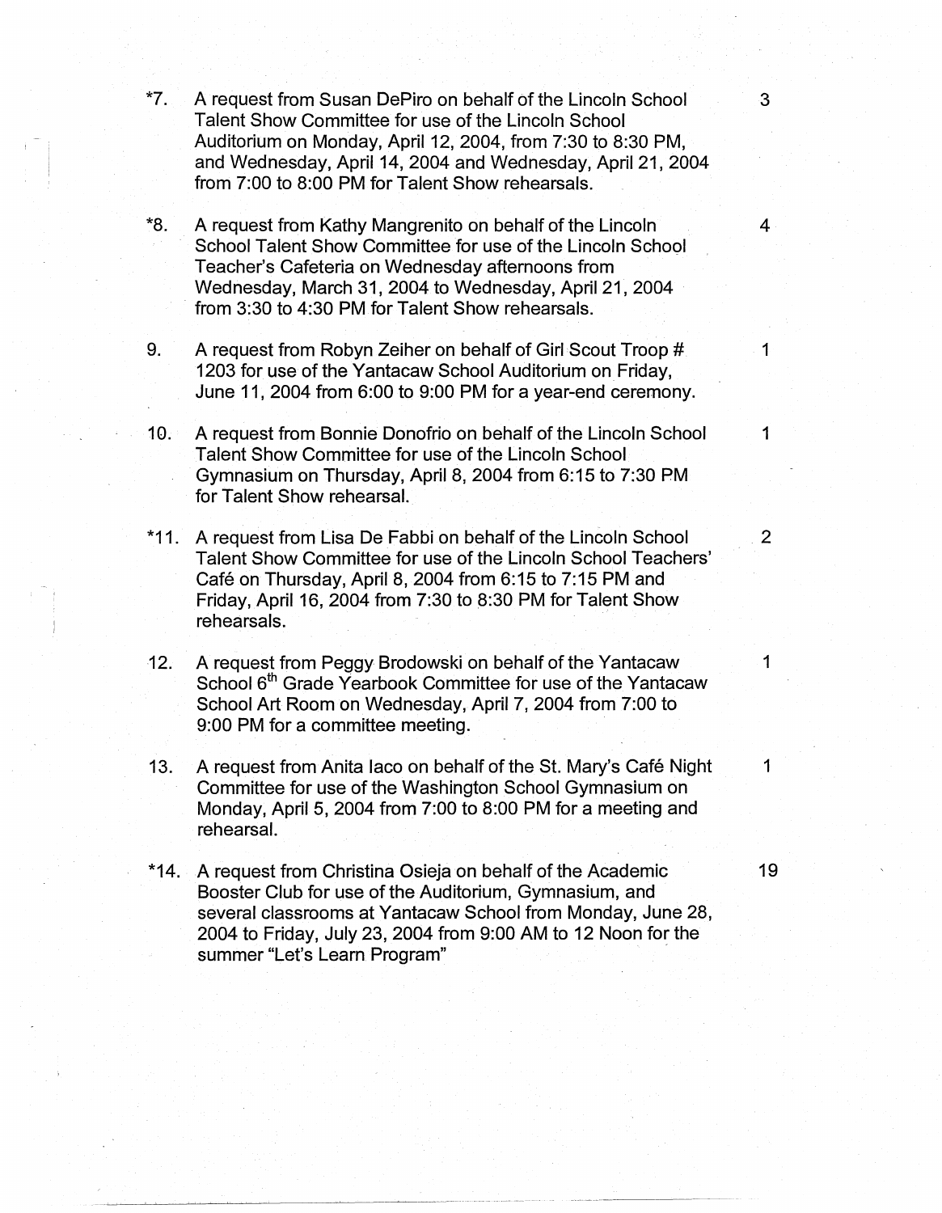| | | |
|---|---|---|
| *7. | A request from Susan DePiro on behalf of the Lincoln School Talent Show Committee for use of the Lincoln School Auditorium on Monday, April 12, 2004, from 7:30 to 8:30 PM, and Wednesday, April 14, 2004 and Wednesday, April 21, 2004 from 7:00 to 8:00 PM for Talent Show rehearsals. | 3 |
| *8. | A request from Kathy Mangrenito on behalf of the Lincoln School Talent Show Committee for use of the Lincoln School Teacher's Cafeteria on Wednesday afternoons from Wednesday, March 31, 2004 to Wednesday, April 21, 2004 from 3:30 to 4:30 PM for Talent Show rehearsals. | 4 |
| 9. | A request from Robyn Zeiher on behalf of Girl Scout Troop # 1203 for use of the Yantacaw School Auditorium on Friday, June 11, 2004 from 6:00 to 9:00 PM for a year-end ceremony. | 1 |
| 10. | A request from Bonnie Donofrio on behalf of the Lincoln School Talent Show Committee for use of the Lincoln School Gymnasium on Thursday, April 8, 2004 from 6:15 to 7:30 PM for Talent Show rehearsal. | 1 |
| *11. | A request from Lisa De Fabbi on behalf of the Lincoln School Talent Show Committee for use of the Lincoln School Teachers' Café on Thursday, April 8, 2004 from 6:15 to 7:15 PM and Friday, April 16, 2004 from 7:30 to 8:30 PM for Talent Show rehearsals. | 2 |
| 12. | A request from Peggy Brodowski on behalf of the Yantacaw School 6th Grade Yearbook Committee for use of the Yantacaw School Art Room on Wednesday, April 7, 2004 from 7:00 to 9:00 PM for a committee meeting. | 1 |
| 13. | A request from Anita Iaco on behalf of the St. Mary's Café Night Committee for use of the Washington School Gymnasium on Monday, April 5, 2004 from 7:00 to 8:00 PM for a meeting and rehearsal. | 1 |
| *14. | A request from Christina Osieja on behalf of the Academic Booster Club for use of the Auditorium, Gymnasium, and several classrooms at Yantacaw School from Monday, June 28, 2004 to Friday, July 23, 2004 from 9:00 AM to 12 Noon for the summer "Let's Learn Program" | 19 |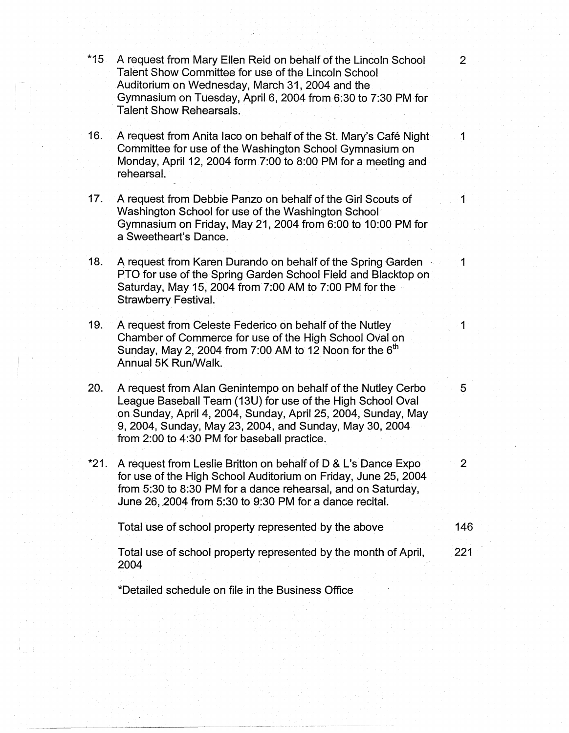| | | |
|---|---|---|
| *15 | A request from Mary Ellen Reid on behalf of the Lincoln School Talent Show Committee for use of the Lincoln School Auditorium on Wednesday, March 31, 2004 and the Gymnasium on Tuesday, April 6, 2004 from 6:30 to 7:30 PM for Talent Show Rehearsals. | 2 |
| 16. | A request from Anita Iaco on behalf of the St. Mary's Café Night Committee for use of the Washington School Gymnasium on Monday, April 12, 2004 form 7:00 to 8:00 PM for a meeting and rehearsal. | 1 |
| 17. | A request from Debbie Panzo on behalf of the Girl Scouts of Washington School for use of the Washington School Gymnasium on Friday, May 21, 2004 from 6:00 to 10:00 PM for a Sweetheart's Dance. | 1 |
| 18. | A request from Karen Durando on behalf of the Spring Garden PTO for use of the Spring Garden School Field and Blacktop on Saturday, May 15, 2004 from 7:00 AM to 7:00 PM for the Strawberry Festival. | 1 |
| 19. | A request from Celeste Federico on behalf of the Nutley Chamber of Commerce for use of the High School Oval on Sunday, May 2, 2004 from 7:00 AM to 12 Noon for the 6th Annual 5K Run/Walk. | 1 |
| 20. | A request from Alan Genintempo on behalf of the Nutley Cerbo League Baseball Team (13U) for use of the High School Oval on Sunday, April 4, 2004, Sunday, April 25, 2004, Sunday, May 9, 2004, Sunday, May 23, 2004, and Sunday, May 30, 2004 from 2:00 to 4:30 PM for baseball practice. | 5 |
| *21. | A request from Leslie Britton on behalf of D & L's Dance Expo for use of the High School Auditorium on Friday, June 25, 2004 from 5:30 to 8:30 PM for a dance rehearsal, and on Saturday, June 26, 2004 from 5:30 to 9:30 PM for a dance recital. | 2 |
| | Total use of school property represented by the above | 146 |
| | Total use of school property represented by the month of April, 2004 | 221 |

*Detailed schedule on file in the Business Office